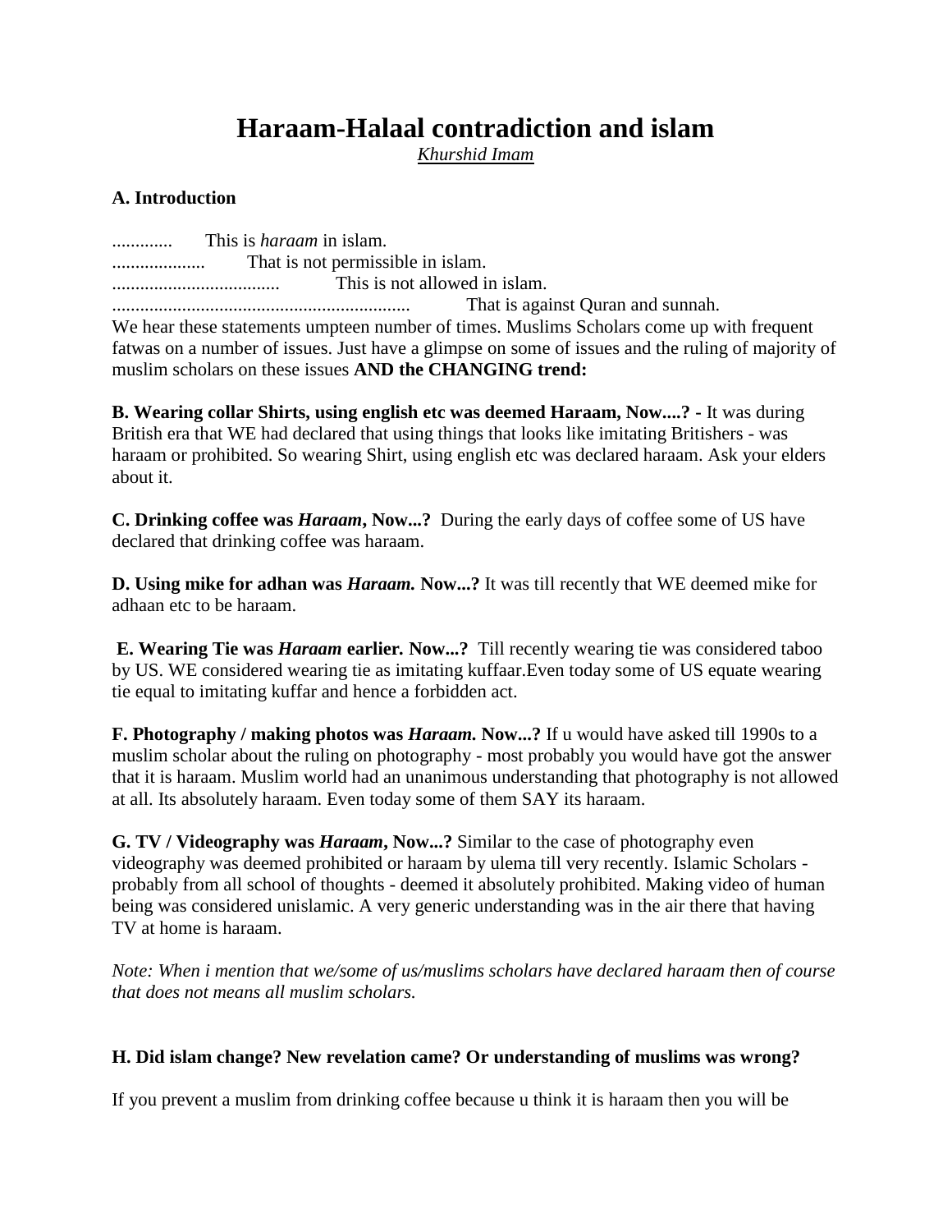# Haraam-Halaal contradiction and islam

*Khurshid Imam*

### A. Introduction

............. This is *haraam* in islam.
.................... That is not permissible in islam.
.................................... This is not allowed in islam.
................................................................ That is against Quran and sunnah.
We hear these statements umpteen number of times. Muslims Scholars come up with frequent fatwas on a number of issues. Just have a glimpse on some of issues and the ruling of majority of muslim scholars on these issues **AND the CHANGING trend:**

**B. Wearing collar Shirts, using english etc was deemed Haraam, Now....?** - It was during British era that WE had declared that using things that looks like imitating Britishers - was haraam or prohibited. So wearing Shirt, using english etc was declared haraam. Ask your elders about it.

**C. Drinking coffee was *Haraam*, Now...?** During the early days of coffee some of US have declared that drinking coffee was haraam.

**D. Using mike for adhan was *Haraam.* Now...?** It was till recently that WE deemed mike for adhaan etc to be haraam.

**E. Wearing Tie was *Haraam* earlier. Now...?** Till recently wearing tie was considered taboo by US. WE considered wearing tie as imitating kuffaar.Even today some of US equate wearing tie equal to imitating kuffar and hence a forbidden act.

**F. Photography / making photos was *Haraam.* Now...?** If u would have asked till 1990s to a muslim scholar about the ruling on photography - most probably you would have got the answer that it is haraam. Muslim world had an unanimous understanding that photography is not allowed at all. Its absolutely haraam. Even today some of them SAY its haraam.

**G. TV / Videography was *Haraam*, Now...?** Similar to the case of photography even videography was deemed prohibited or haraam by ulema till very recently. Islamic Scholars - probably from all school of thoughts - deemed it absolutely prohibited. Making video of human being was considered unislamic. A very generic understanding was in the air there that having TV at home is haraam.

*Note: When i mention that we/some of us/muslims scholars have declared haraam then of course that does not means all muslim scholars.*

### H. Did islam change? New revelation came? Or understanding of muslims was wrong?

If you prevent a muslim from drinking coffee because u think it is haraam then you will be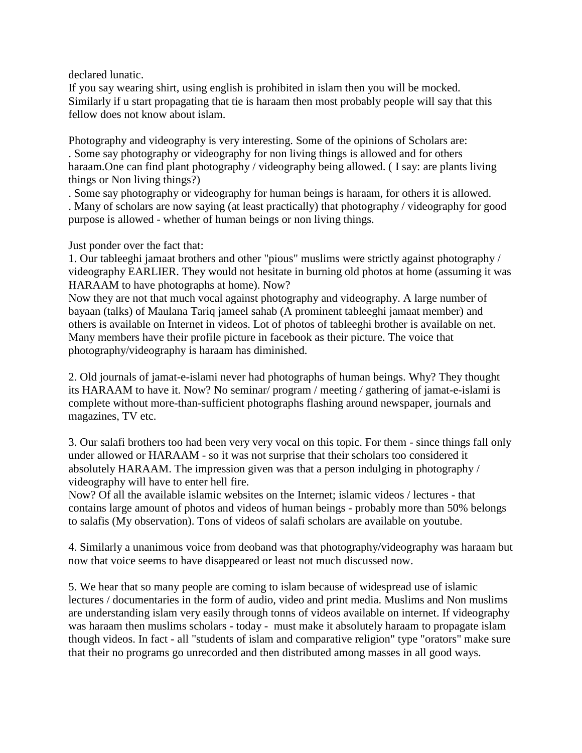declared lunatic.
If you say wearing shirt, using english is prohibited in islam then you will be mocked.
Similarly if u start propagating that tie is haraam then most probably people will say that this fellow does not know about islam.

Photography and videography is very interesting. Some of the opinions of Scholars are:
. Some say photography or videography for non living things is allowed and for others haraam.One can find plant photography / videography being allowed. ( I say: are plants living things or Non living things?)
. Some say photography or videography for human beings is haraam, for others it is allowed.
. Many of scholars are now saying (at least practically) that photography / videography for good purpose is allowed - whether of human beings or non living things.

Just ponder over the fact that:
1. Our tableeghi jamaat brothers and other "pious" muslims were strictly against photography / videography EARLIER. They would not hesitate in burning old photos at home (assuming it was HARAAM to have photographs at home). Now?
Now they are not that much vocal against photography and videography. A large number of bayaan (talks) of Maulana Tariq jameel sahab (A prominent tableeghi jamaat member) and others is available on Internet in videos. Lot of photos of tableeghi brother is available on net. Many members have their profile picture in facebook as their picture. The voice that photography/videography is haraam has diminished.

2. Old journals of jamat-e-islami never had photographs of human beings. Why? They thought its HARAAM to have it. Now? No seminar/ program / meeting / gathering of jamat-e-islami is complete without more-than-sufficient photographs flashing around newspaper, journals and magazines, TV etc.

3. Our salafi brothers too had been very very vocal on this topic. For them - since things fall only under allowed or HARAAM - so it was not surprise that their scholars too considered it absolutely HARAAM. The impression given was that a person indulging in photography / videography will have to enter hell fire.
Now? Of all the available islamic websites on the Internet; islamic videos / lectures - that contains large amount of photos and videos of human beings - probably more than 50% belongs to salafis (My observation). Tons of videos of salafi scholars are available on youtube.

4. Similarly a unanimous voice from deoband was that photography/videography was haraam but now that voice seems to have disappeared or least not much discussed now.

5. We hear that so many people are coming to islam because of widespread use of islamic lectures / documentaries in the form of audio, video and print media. Muslims and Non muslims are understanding islam very easily through tonns of videos available on internet. If videography was haraam then muslims scholars - today - must make it absolutely haraam to propagate islam though videos. In fact - all "students of islam and comparative religion" type "orators" make sure that their no programs go unrecorded and then distributed among masses in all good ways.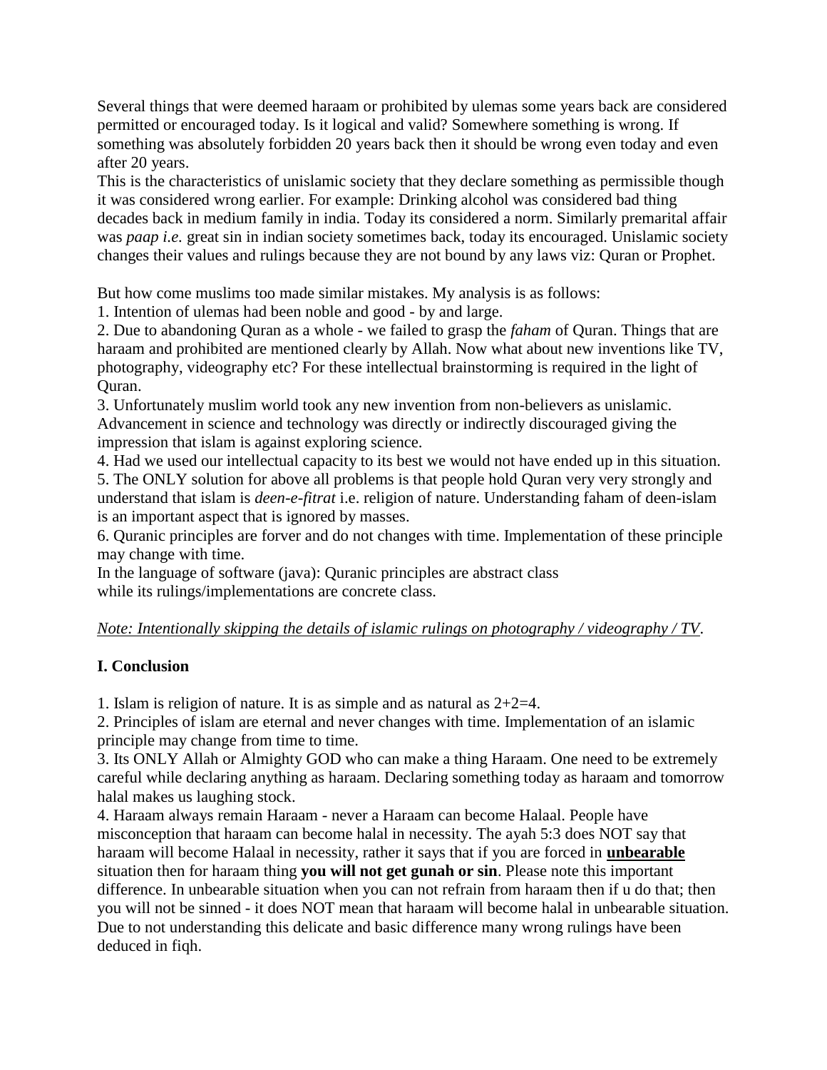Several things that were deemed haraam or prohibited by ulemas some years back are considered permitted or encouraged today. Is it logical and valid? Somewhere something is wrong. If something was absolutely forbidden 20 years back then it should be wrong even today and even after 20 years.

This is the characteristics of unislamic society that they declare something as permissible though it was considered wrong earlier. For example: Drinking alcohol was considered bad thing decades back in medium family in india. Today its considered a norm. Similarly premarital affair was *paap i.e.* great sin in indian society sometimes back, today its encouraged. Unislamic society changes their values and rulings because they are not bound by any laws viz: Quran or Prophet.

But how come muslims too made similar mistakes. My analysis is as follows:

1. Intention of ulemas had been noble and good - by and large.
2. Due to abandoning Quran as a whole - we failed to grasp the *faham* of Quran. Things that are haraam and prohibited are mentioned clearly by Allah. Now what about new inventions like TV, photography, videography etc? For these intellectual brainstorming is required in the light of Quran.
3. Unfortunately muslim world took any new invention from non-believers as unislamic. Advancement in science and technology was directly or indirectly discouraged giving the impression that islam is against exploring science.
4. Had we used our intellectual capacity to its best we would not have ended up in this situation.
5. The ONLY solution for above all problems is that people hold Quran very very strongly and understand that islam is *deen-e-fitrat* i.e. religion of nature. Understanding faham of deen-islam is an important aspect that is ignored by masses.
6. Quranic principles are forver and do not changes with time. Implementation of these principle may change with time.

In the language of software (java): Quranic principles are abstract class
while its rulings/implementations are concrete class.

<u>*Note: Intentionally skipping the details of islamic rulings on photography / videography / TV*</u>.

**I. Conclusion**

1. Islam is religion of nature. It is as simple and as natural as 2+2=4.
2. Principles of islam are eternal and never changes with time. Implementation of an islamic principle may change from time to time.
3. Its ONLY Allah or Almighty GOD who can make a thing Haraam. One need to be extremely careful while declaring anything as haraam. Declaring something today as haraam and tomorrow halal makes us laughing stock.
4. Haraam always remain Haraam - never a Haraam can become Halaal. People have misconception that haraam can become halal in necessity. The ayah 5:3 does NOT say that haraam will become Halaal in necessity, rather it says that if you are forced in <u>**unbearable**</u> situation then for haraam thing **you will not get gunah or sin**. Please note this important difference. In unbearable situation when you can not refrain from haraam then if u do that; then you will not be sinned - it does NOT mean that haraam will become halal in unbearable situation. Due to not understanding this delicate and basic difference many wrong rulings have been deduced in fiqh.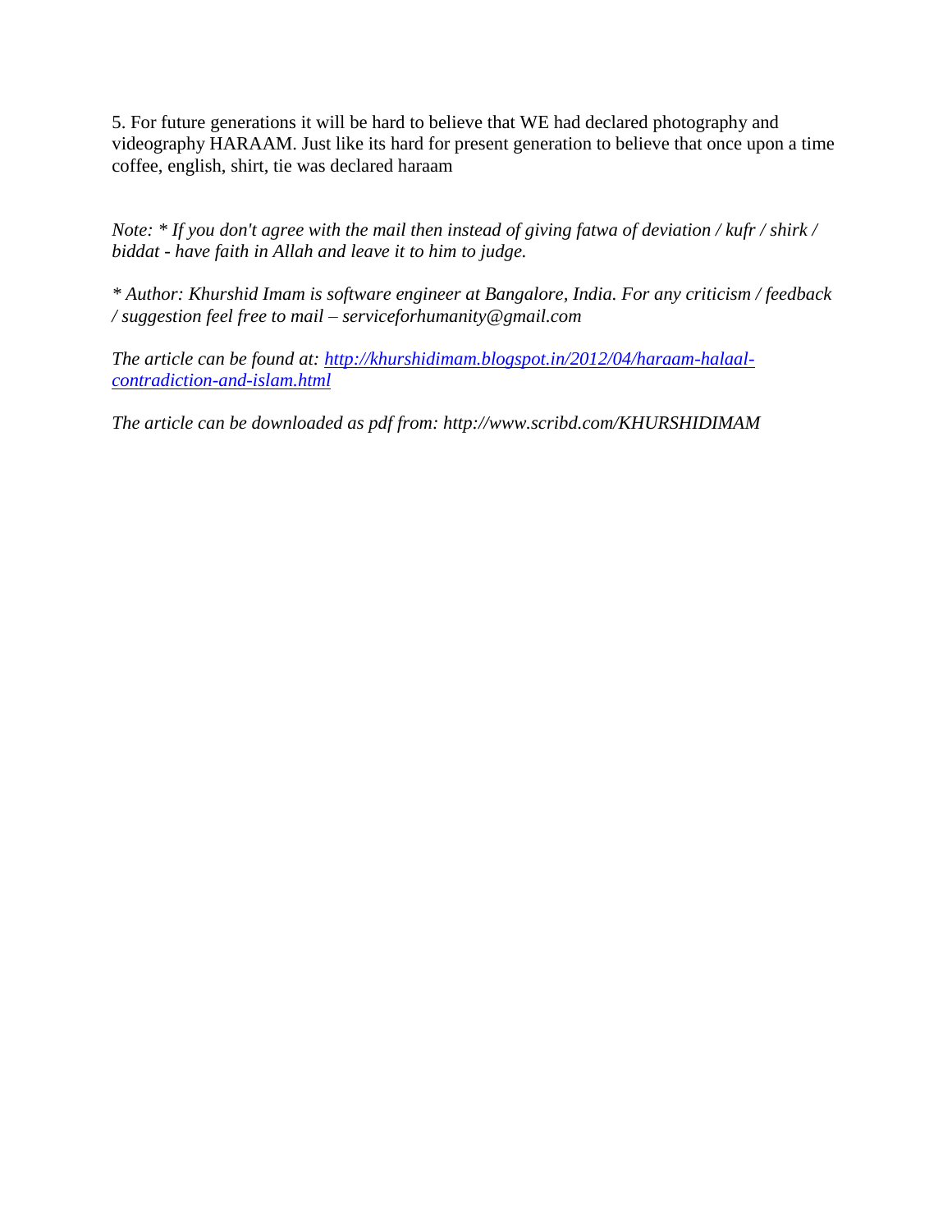5. For future generations it will be hard to believe that WE had declared photography and videography HARAAM. Just like its hard for present generation to believe that once upon a time coffee, english, shirt, tie was declared haraam

*Note: * If you don't agree with the mail then instead of giving fatwa of deviation / kufr / shirk / biddat - have faith in Allah and leave it to him to judge.*

** Author: Khurshid Imam is software engineer at Bangalore, India. For any criticism / feedback / suggestion feel free to mail – serviceforhumanity@gmail.com*

*The article can be found at: [http://khurshidimam.blogspot.in/2012/04/haraam-halaal-contradiction-and-islam.html](http://khurshidimam.blogspot.in/2012/04/haraam-halaal-contradiction-and-islam.html)*

*The article can be downloaded as pdf from: http://www.scribd.com/KHURSHIDIMAM*